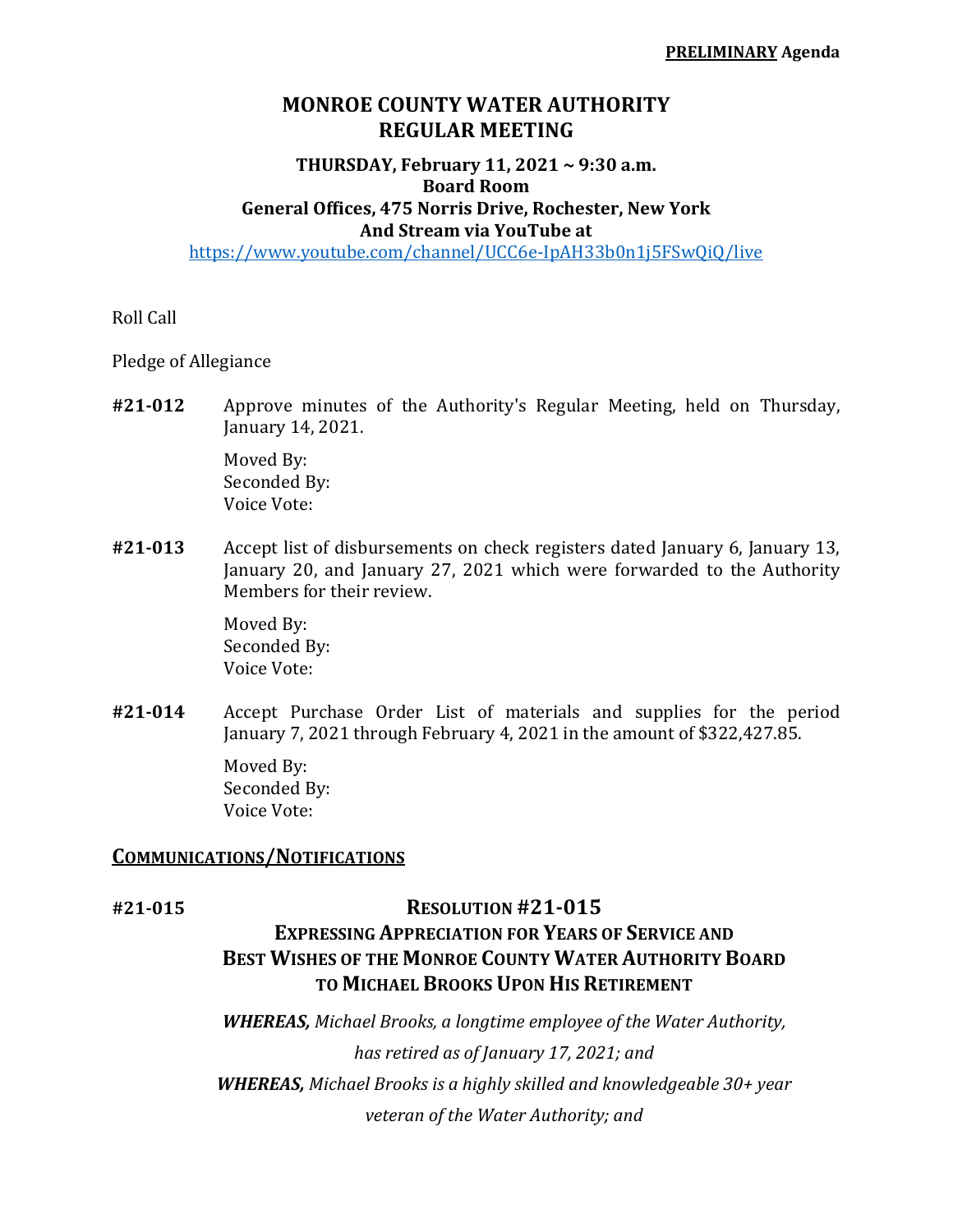**PRELIMINARY Agenda**

# MONROE COUNTY WATER AUTHORITY
# REGULAR MEETING

**THURSDAY, February 11, 2021 ~ 9:30 a.m.**
**Board Room**
**General Offices, 475 Norris Drive, Rochester, New York**
**And Stream via YouTube at**
https://www.youtube.com/channel/UCC6e-IpAH33b0n1j5FSwQiQ/live

Roll Call

Pledge of Allegiance

**#21-012** Approve minutes of the Authority's Regular Meeting, held on Thursday, January 14, 2021.

Moved By:
Seconded By:
Voice Vote:

**#21-013** Accept list of disbursements on check registers dated January 6, January 13, January 20, and January 27, 2021 which were forwarded to the Authority Members for their review.

Moved By:
Seconded By:
Voice Vote:

**#21-014** Accept Purchase Order List of materials and supplies for the period January 7, 2021 through February 4, 2021 in the amount of $322,427.85.

Moved By:
Seconded By:
Voice Vote:

## COMMUNICATIONS/NOTIFICATIONS

**#21-015**

### RESOLUTION #21-015
### EXPRESSING APPRECIATION FOR YEARS OF SERVICE AND BEST WISHES OF THE MONROE COUNTY WATER AUTHORITY BOARD TO MICHAEL BROOKS UPON HIS RETIREMENT

***WHEREAS,*** *Michael Brooks, a longtime employee of the Water Authority, has retired as of January 17, 2021; and*

***WHEREAS,*** *Michael Brooks is a highly skilled and knowledgeable 30+ year veteran of the Water Authority; and*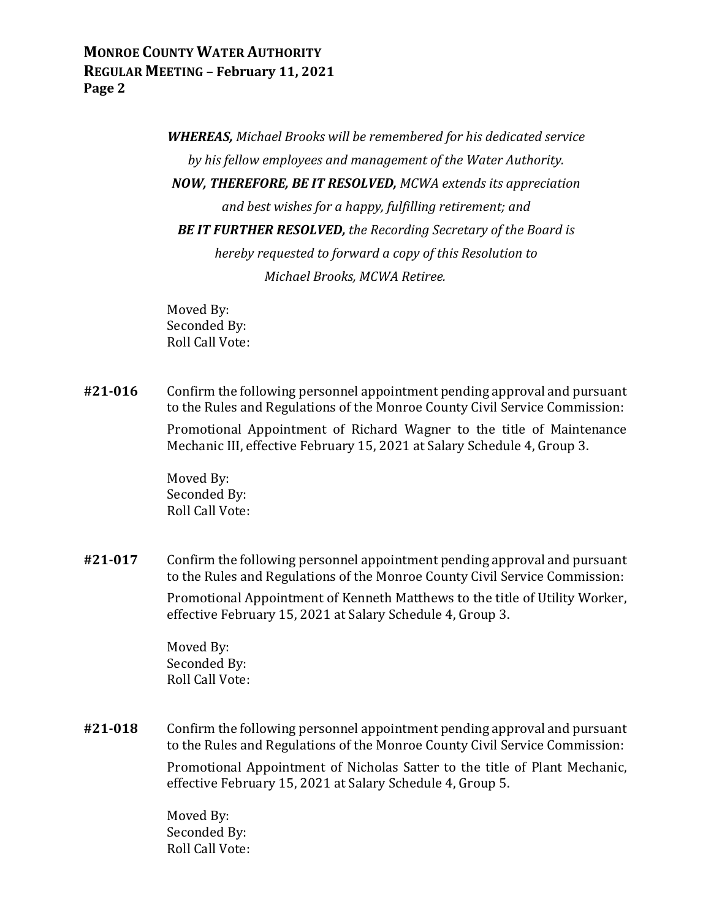***WHEREAS,*** *Michael Brooks will be remembered for his dedicated service by his fellow employees and management of the Water Authority.*

***NOW, THEREFORE, BE IT RESOLVED,*** *MCWA extends its appreciation and best wishes for a happy, fulfilling retirement; and*

***BE IT FURTHER RESOLVED,*** *the Recording Secretary of the Board is hereby requested to forward a copy of this Resolution to Michael Brooks, MCWA Retiree.*

Moved By:
Seconded By:
Roll Call Vote:

**#21-016** Confirm the following personnel appointment pending approval and pursuant to the Rules and Regulations of the Monroe County Civil Service Commission:

Promotional Appointment of Richard Wagner to the title of Maintenance Mechanic III, effective February 15, 2021 at Salary Schedule 4, Group 3.

Moved By:
Seconded By:
Roll Call Vote:

**#21-017** Confirm the following personnel appointment pending approval and pursuant to the Rules and Regulations of the Monroe County Civil Service Commission:

Promotional Appointment of Kenneth Matthews to the title of Utility Worker, effective February 15, 2021 at Salary Schedule 4, Group 3.

Moved By:
Seconded By:
Roll Call Vote:

**#21-018** Confirm the following personnel appointment pending approval and pursuant to the Rules and Regulations of the Monroe County Civil Service Commission:

Promotional Appointment of Nicholas Satter to the title of Plant Mechanic, effective February 15, 2021 at Salary Schedule 4, Group 5.

Moved By:
Seconded By:
Roll Call Vote: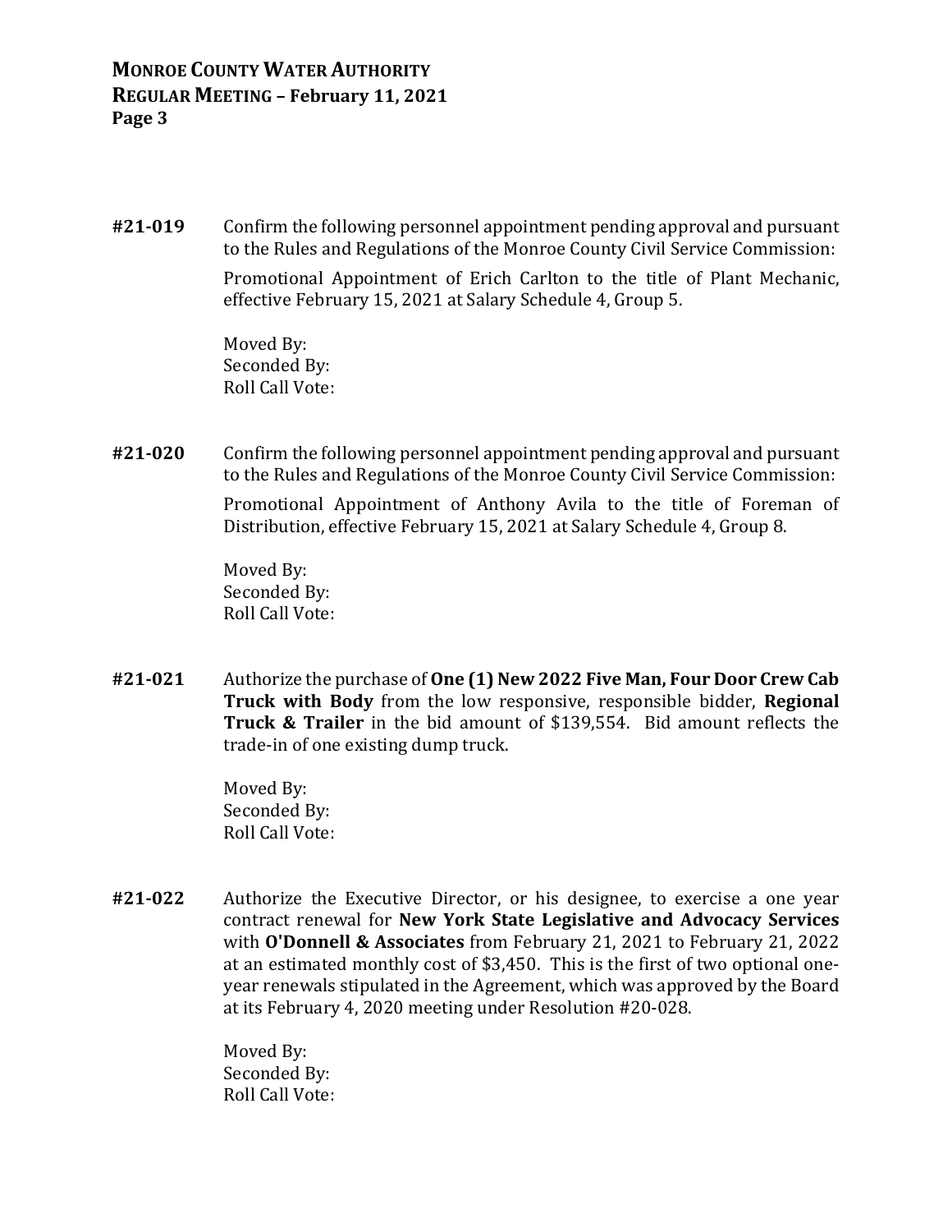**#21-019** Confirm the following personnel appointment pending approval and pursuant to the Rules and Regulations of the Monroe County Civil Service Commission:

Promotional Appointment of Erich Carlton to the title of Plant Mechanic, effective February 15, 2021 at Salary Schedule 4, Group 5.

Moved By:
Seconded By:
Roll Call Vote:

**#21-020** Confirm the following personnel appointment pending approval and pursuant to the Rules and Regulations of the Monroe County Civil Service Commission:

Promotional Appointment of Anthony Avila to the title of Foreman of Distribution, effective February 15, 2021 at Salary Schedule 4, Group 8.

Moved By:
Seconded By:
Roll Call Vote:

**#21-021** Authorize the purchase of **One (1) New 2022 Five Man, Four Door Crew Cab Truck with Body** from the low responsive, responsible bidder, **Regional Truck & Trailer** in the bid amount of $139,554. Bid amount reflects the trade-in of one existing dump truck.

Moved By:
Seconded By:
Roll Call Vote:

**#21-022** Authorize the Executive Director, or his designee, to exercise a one year contract renewal for **New York State Legislative and Advocacy Services** with **O'Donnell & Associates** from February 21, 2021 to February 21, 2022 at an estimated monthly cost of $3,450. This is the first of two optional one-year renewals stipulated in the Agreement, which was approved by the Board at its February 4, 2020 meeting under Resolution #20-028.

Moved By:
Seconded By:
Roll Call Vote: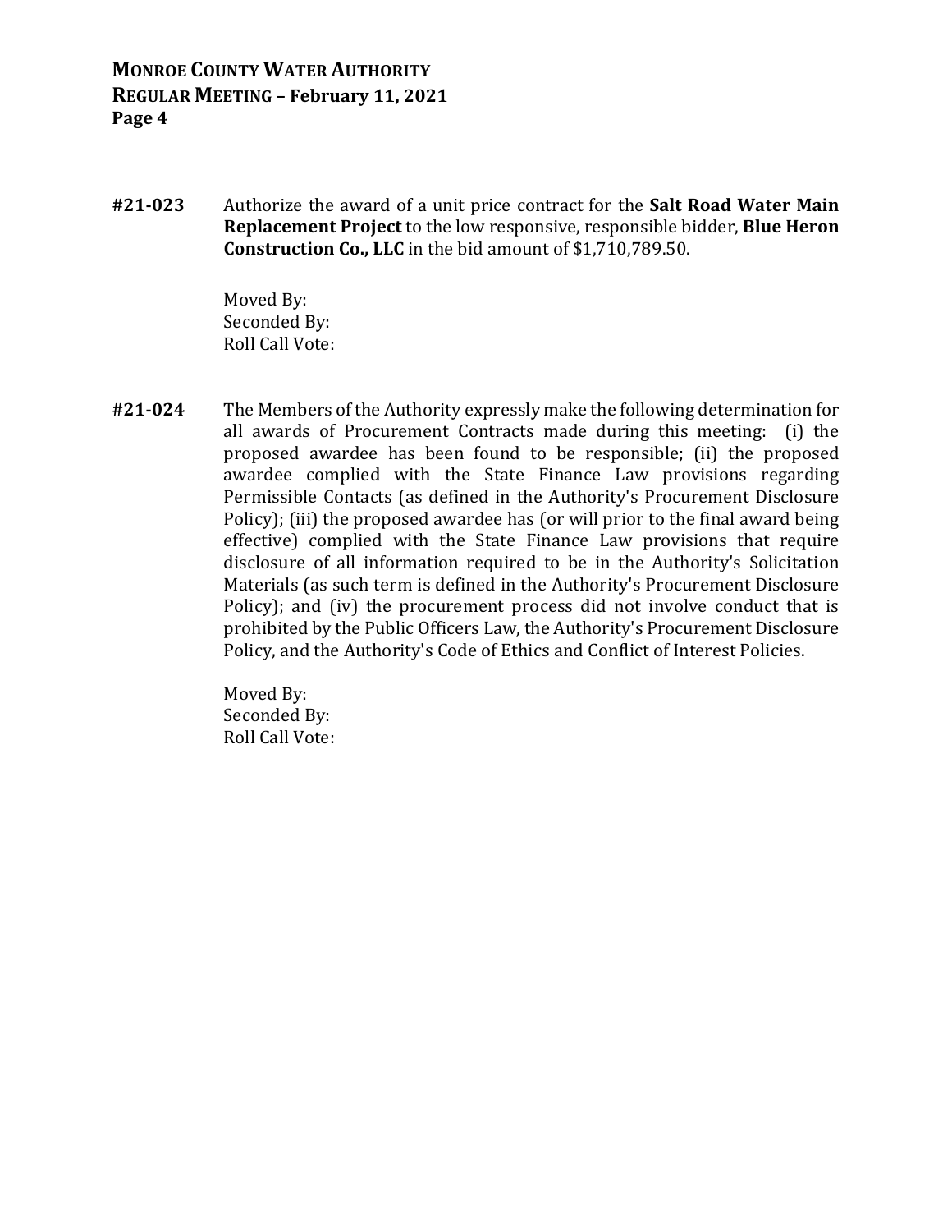**#21-023** Authorize the award of a unit price contract for the **Salt Road Water Main Replacement Project** to the low responsive, responsible bidder, **Blue Heron Construction Co., LLC** in the bid amount of $1,710,789.50.

Moved By:
Seconded By:
Roll Call Vote:

**#21-024** The Members of the Authority expressly make the following determination for all awards of Procurement Contracts made during this meeting: (i) the proposed awardee has been found to be responsible; (ii) the proposed awardee complied with the State Finance Law provisions regarding Permissible Contacts (as defined in the Authority's Procurement Disclosure Policy); (iii) the proposed awardee has (or will prior to the final award being effective) complied with the State Finance Law provisions that require disclosure of all information required to be in the Authority's Solicitation Materials (as such term is defined in the Authority's Procurement Disclosure Policy); and (iv) the procurement process did not involve conduct that is prohibited by the Public Officers Law, the Authority's Procurement Disclosure Policy, and the Authority's Code of Ethics and Conflict of Interest Policies.

Moved By:
Seconded By:
Roll Call Vote: